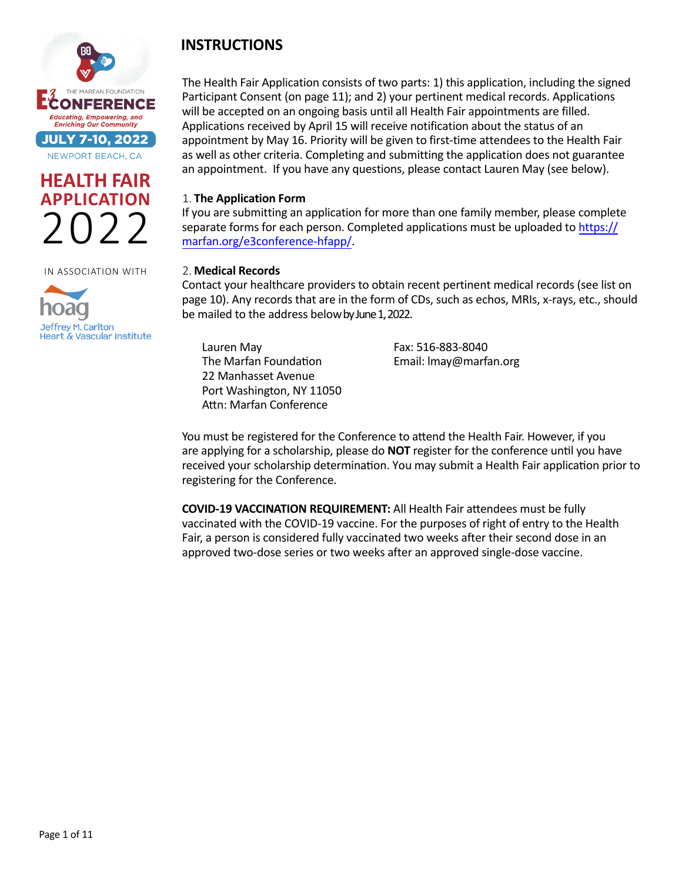THE MARFAN FOUNDATION

E3 CONFERENCE

*Educating, Empowering, and Enriching Our Community*

JULY 7-10, 2022

NEWPORT BEACH, CA

# HEALTH FAIR APPLICATION 2022

IN ASSOCIATION WITH

hoag

Jeffrey M. Carlton Heart & Vascular Institute

## INSTRUCTIONS

The Health Fair Application consists of two parts: 1) this application, including the signed Participant Consent (on page 11); and 2) your pertinent medical records. Applications will be accepted on an ongoing basis until all Health Fair appointments are filled. Applications received by April 15 will receive notification about the status of an appointment by May 16. Priority will be given to first-time attendees to the Health Fair as well as other criteria. Completing and submitting the application does not guarantee an appointment. If you have any questions, please contact Lauren May (see below).

1. **The Application Form**

If you are submitting an application for more than one family member, please complete separate forms for each person. Completed applications must be uploaded to https://marfan.org/e3conference-hfapp/.

2. **Medical Records**

Contact your healthcare providers to obtain recent pertinent medical records (see list on page 10). Any records that are in the form of CDs, such as echos, MRIs, x-rays, etc., should be mailed to the address below by June 1, 2022.

Lauren May
The Marfan Foundation
22 Manhasset Avenue
Port Washington, NY 11050
Attn: Marfan Conference

Fax: 516-883-8040
Email: lmay@marfan.org

You must be registered for the Conference to attend the Health Fair. However, if you are applying for a scholarship, please do **NOT** register for the conference until you have received your scholarship determination. You may submit a Health Fair application prior to registering for the Conference.

**COVID-19 VACCINATION REQUIREMENT:** All Health Fair attendees must be fully vaccinated with the COVID-19 vaccine. For the purposes of right of entry to the Health Fair, a person is considered fully vaccinated two weeks after their second dose in an approved two-dose series or two weeks after an approved single-dose vaccine.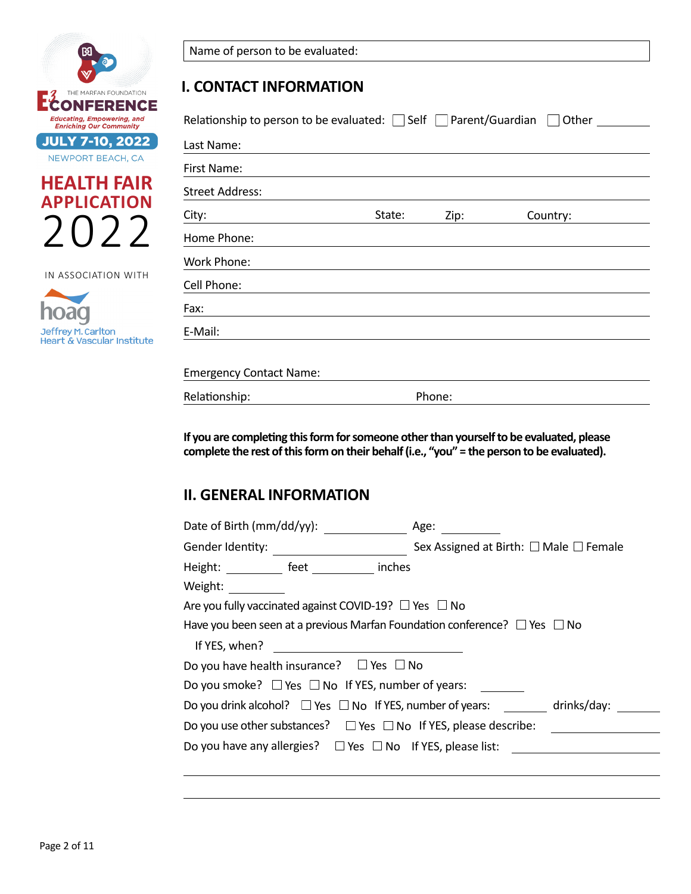THE MARFAN FOUNDATION

E3 CONFERENCE

*Educating, Empowering, and Enriching Our Community*

JULY 7-10, 2022

NEWPORT BEACH, CA

**HEALTH FAIR APPLICATION 2022**

IN ASSOCIATION WITH

hoag

Jeffrey M. Carlton Heart & Vascular Institute

Name of person to be evaluated:

## I. CONTACT INFORMATION

Relationship to person to be evaluated: ☐ Self ☐ Parent/Guardian ☐ Other ________

Last Name:

First Name:

Street Address:

City: State: Zip: Country:

Home Phone:

Work Phone:

Cell Phone:

Fax:

E-Mail:

Emergency Contact Name:

Relationship: Phone:

**If you are completing this form for someone other than yourself to be evaluated, please complete the rest of this form on their behalf (i.e., "you" = the person to be evaluated).**

## II. GENERAL INFORMATION

Date of Birth (mm/dd/yy): ____________ Age: ________

Gender Identity: ________________ Sex Assigned at Birth: ☐ Male ☐ Female

Height: ________ feet ________ inches

Weight: ________

Are you fully vaccinated against COVID-19? ☐ Yes ☐ No

Have you been seen at a previous Marfan Foundation conference? ☐ Yes ☐ No

If YES, when? ____________________

Do you have health insurance? ☐ Yes ☐ No

Do you smoke? ☐ Yes ☐ No If YES, number of years: ________

Do you drink alcohol? ☐ Yes ☐ No If YES, number of years: ________ drinks/day: ________

Do you use other substances? ☐ Yes ☐ No If YES, please describe: ____________

Do you have any allergies? ☐ Yes ☐ No If YES, please list: ____________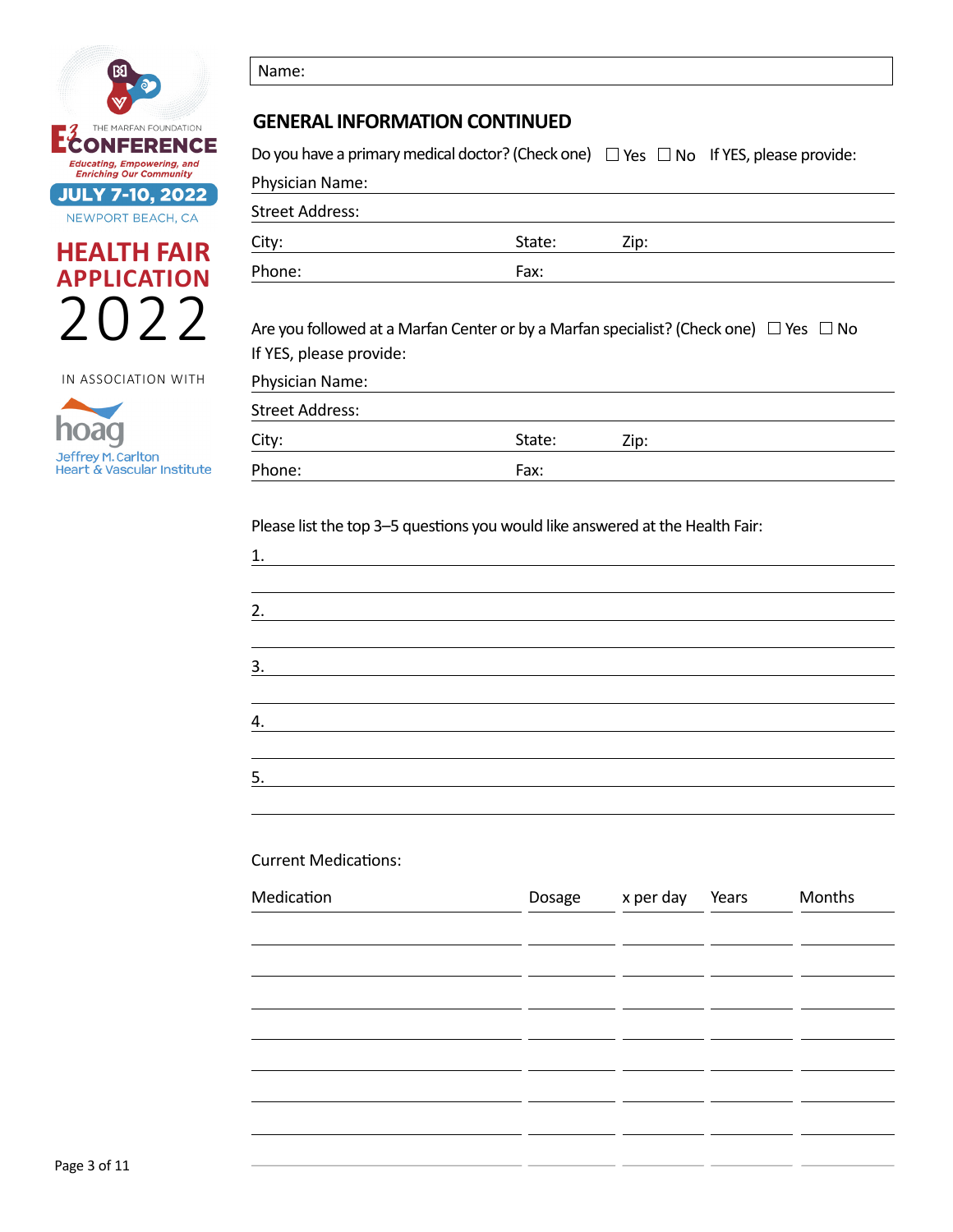THE MARFAN FOUNDATION
E3 CONFERENCE
*Educating, Empowering, and Enriching Our Community*
JULY 7-10, 2022
NEWPORT BEACH, CA

# HEALTH FAIR APPLICATION 2022

IN ASSOCIATION WITH

hoag
Jeffrey M. Carlton Heart & Vascular Institute

Name:

## GENERAL INFORMATION CONTINUED

Do you have a primary medical doctor? (Check one) ☐ Yes ☐ No If YES, please provide:

Physician Name:

Street Address:

City: State: Zip:

Phone: Fax:

Are you followed at a Marfan Center or by a Marfan specialist? (Check one) ☐ Yes ☐ No

If YES, please provide:

Physician Name:

Street Address:

City: State: Zip:

Phone: Fax:

Please list the top 3–5 questions you would like answered at the Health Fair:

1.

2.

3.

4.

5.

Current Medications:

| Medication | Dosage | x per day | Years | Months |
|---|---|---|---|---|
| | | | | |
| | | | | |
| | | | | |
| | | | | |
| | | | | |
| | | | | |
| | | | | |
| | | | | |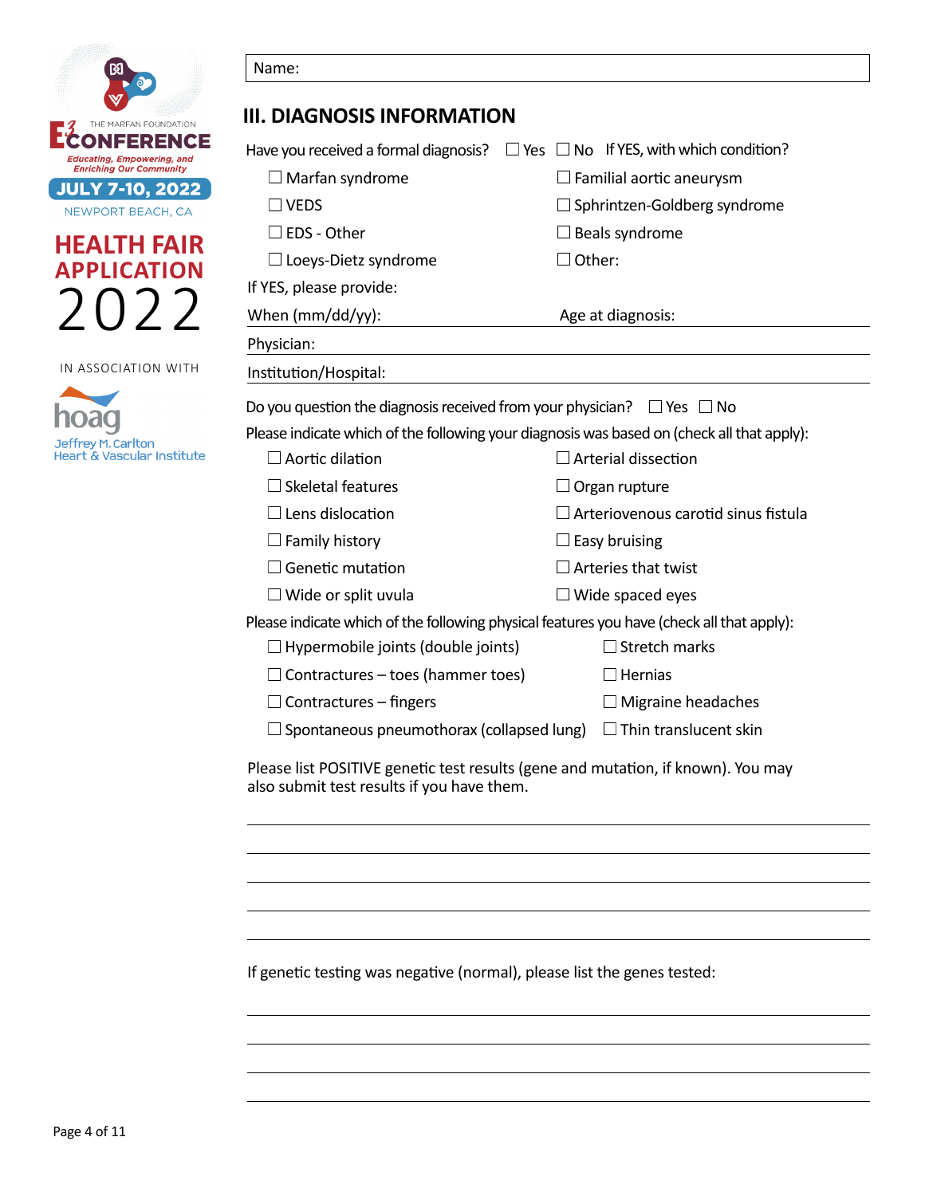THE MARFAN FOUNDATION

E3 CONFERENCE

*Educating, Empowering, and Enriching Our Community*

**JULY 7-10, 2022**

NEWPORT BEACH, CA

**HEALTH FAIR APPLICATION**

2022

IN ASSOCIATION WITH

hoag

Jeffrey M. Carlton Heart & Vascular Institute

Name:

## III. DIAGNOSIS INFORMATION

Have you received a formal diagnosis? ☐ Yes ☐ No If YES, with which condition?

- ☐ Marfan syndrome
- ☐ VEDS
- ☐ EDS - Other
- ☐ Loeys-Dietz syndrome
- ☐ Familial aortic aneurysm
- ☐ Sphrintzen-Goldberg syndrome
- ☐ Beals syndrome
- ☐ Other:

If YES, please provide:

When (mm/dd/yy): _______________ Age at diagnosis: _______________

Physician: _______________

Institution/Hospital: _______________

Do you question the diagnosis received from your physician? ☐ Yes ☐ No

Please indicate which of the following your diagnosis was based on (check all that apply):

- ☐ Aortic dilation
- ☐ Skeletal features
- ☐ Lens dislocation
- ☐ Family history
- ☐ Genetic mutation
- ☐ Wide or split uvula
- ☐ Arterial dissection
- ☐ Organ rupture
- ☐ Arteriovenous carotid sinus fistula
- ☐ Easy bruising
- ☐ Arteries that twist
- ☐ Wide spaced eyes

Please indicate which of the following physical features you have (check all that apply):

- ☐ Hypermobile joints (double joints)
- ☐ Contractures – toes (hammer toes)
- ☐ Contractures – fingers
- ☐ Spontaneous pneumothorax (collapsed lung)
- ☐ Stretch marks
- ☐ Hernias
- ☐ Migraine headaches
- ☐ Thin translucent skin

Please list POSITIVE genetic test results (gene and mutation, if known). You may also submit test results if you have them.

_______________

_______________

_______________

_______________

_______________

If genetic testing was negative (normal), please list the genes tested:

_______________

_______________

_______________

_______________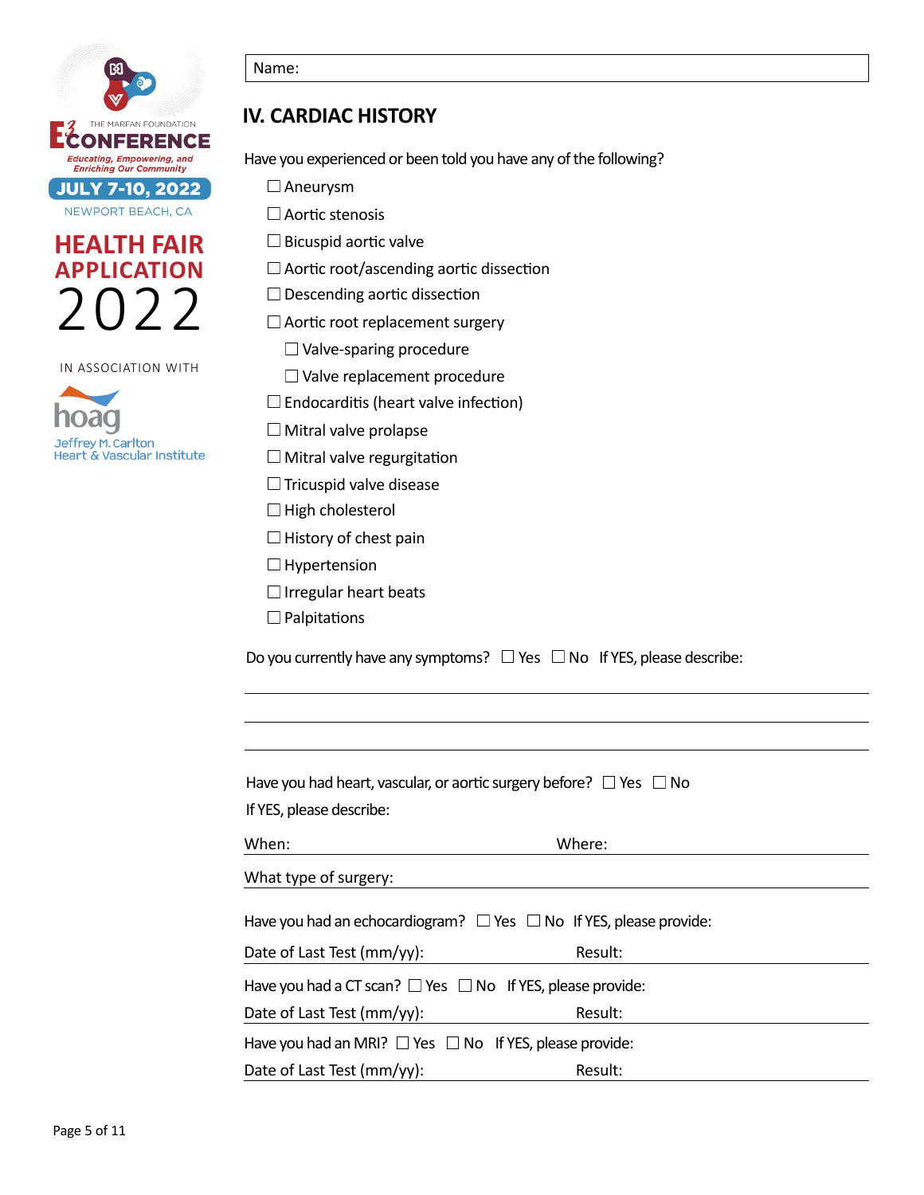THE MARFAN FOUNDATION

E3 CONFERENCE

*Educating, Empowering, and Enriching Our Community*

**JULY 7-10, 2022**

NEWPORT BEACH, CA

**HEALTH FAIR APPLICATION 2022**

IN ASSOCIATION WITH

hoag

Jeffrey M. Carlton Heart & Vascular Institute

Name:

## IV. CARDIAC HISTORY

Have you experienced or been told you have any of the following?

- ☐ Aneurysm
- ☐ Aortic stenosis
- ☐ Bicuspid aortic valve
- ☐ Aortic root/ascending aortic dissection
- ☐ Descending aortic dissection
- ☐ Aortic root replacement surgery
  - ☐ Valve-sparing procedure
  - ☐ Valve replacement procedure
- ☐ Endocarditis (heart valve infection)
- ☐ Mitral valve prolapse
- ☐ Mitral valve regurgitation
- ☐ Tricuspid valve disease
- ☐ High cholesterol
- ☐ History of chest pain
- ☐ Hypertension
- ☐ Irregular heart beats
- ☐ Palpitations

Do you currently have any symptoms? ☐ Yes ☐ No If YES, please describe:

______________________________________________

______________________________________________

______________________________________________

Have you had heart, vascular, or aortic surgery before? ☐ Yes ☐ No

If YES, please describe:

When: ______________________ Where: ______________________

What type of surgery: ______________________

Have you had an echocardiogram? ☐ Yes ☐ No If YES, please provide:

Date of Last Test (mm/yy): ______________________ Result: ______________________

Have you had a CT scan? ☐ Yes ☐ No If YES, please provide:

Date of Last Test (mm/yy): ______________________ Result: ______________________

Have you had an MRI? ☐ Yes ☐ No If YES, please provide:

Date of Last Test (mm/yy): ______________________ Result: ______________________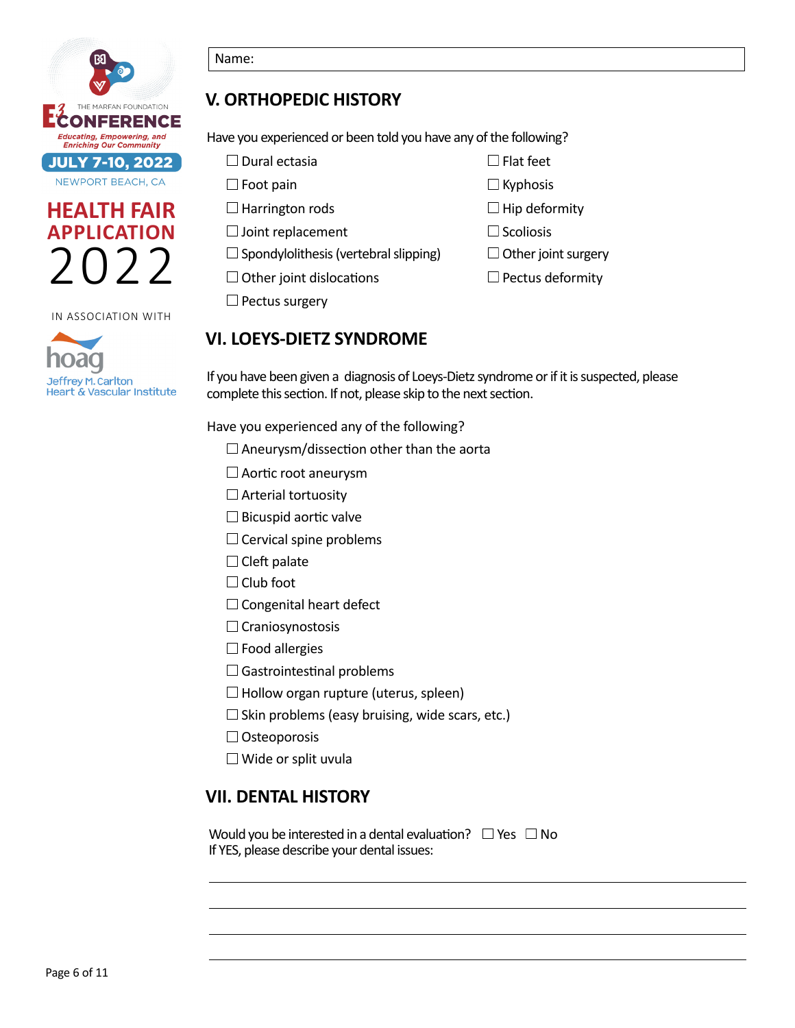THE MARFAN FOUNDATION

E3 CONFERENCE

*Educating, Empowering, and Enriching Our Community*

JULY 7-10, 2022

NEWPORT BEACH, CA

HEALTH FAIR APPLICATION 2022

IN ASSOCIATION WITH

hoag

Jeffrey M. Carlton Heart & Vascular Institute

Name:

## V. ORTHOPEDIC HISTORY

Have you experienced or been told you have any of the following?

- ☐ Dural ectasia
- ☐ Foot pain
- ☐ Harrington rods
- ☐ Joint replacement
- ☐ Spondylolithesis (vertebral slipping)
- ☐ Other joint dislocations
- ☐ Pectus surgery
- ☐ Flat feet
- ☐ Kyphosis
- ☐ Hip deformity
- ☐ Scoliosis
- ☐ Other joint surgery
- ☐ Pectus deformity

## VI. LOEYS-DIETZ SYNDROME

If you have been given a diagnosis of Loeys-Dietz syndrome or if it is suspected, please complete this section. If not, please skip to the next section.

Have you experienced any of the following?

- ☐ Aneurysm/dissection other than the aorta
- ☐ Aortic root aneurysm
- ☐ Arterial tortuosity
- ☐ Bicuspid aortic valve
- ☐ Cervical spine problems
- ☐ Cleft palate
- ☐ Club foot
- ☐ Congenital heart defect
- ☐ Craniosynostosis
- ☐ Food allergies
- ☐ Gastrointestinal problems
- ☐ Hollow organ rupture (uterus, spleen)
- ☐ Skin problems (easy bruising, wide scars, etc.)
- ☐ Osteoporosis
- ☐ Wide or split uvula

## VII. DENTAL HISTORY

Would you be interested in a dental evaluation? ☐ Yes ☐ No

If YES, please describe your dental issues:

\_\_\_\_\_\_\_\_\_\_\_\_\_\_\_\_\_\_\_\_\_\_\_\_\_\_\_\_\_\_\_\_\_\_\_\_\_\_\_\_

\_\_\_\_\_\_\_\_\_\_\_\_\_\_\_\_\_\_\_\_\_\_\_\_\_\_\_\_\_\_\_\_\_\_\_\_\_\_\_\_

\_\_\_\_\_\_\_\_\_\_\_\_\_\_\_\_\_\_\_\_\_\_\_\_\_\_\_\_\_\_\_\_\_\_\_\_\_\_\_\_

\_\_\_\_\_\_\_\_\_\_\_\_\_\_\_\_\_\_\_\_\_\_\_\_\_\_\_\_\_\_\_\_\_\_\_\_\_\_\_\_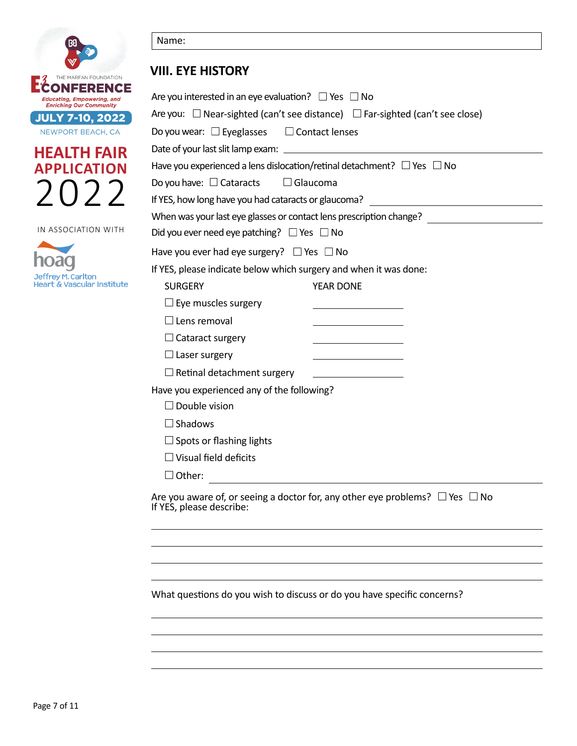THE MARFAN FOUNDATION

E3 CONFERENCE

*Educating, Empowering, and Enriching Our Community*

**JULY 7-10, 2022**

NEWPORT BEACH, CA

**HEALTH FAIR APPLICATION 2022**

IN ASSOCIATION WITH

hoag

Jeffrey M. Carlton Heart & Vascular Institute

Name:

## VIII. EYE HISTORY

Are you interested in an eye evaluation? ☐ Yes ☐ No

Are you: ☐ Near-sighted (can't see distance) ☐ Far-sighted (can't see close)

Do you wear: ☐ Eyeglasses ☐ Contact lenses

Date of your last slit lamp exam: ______________________________

Have you experienced a lens dislocation/retinal detachment? ☐ Yes ☐ No

Do you have: ☐ Cataracts ☐ Glaucoma

If YES, how long have you had cataracts or glaucoma? ______________________________

When was your last eye glasses or contact lens prescription change? ______________________________

Did you ever need eye patching? ☐ Yes ☐ No

Have you ever had eye surgery? ☐ Yes ☐ No

If YES, please indicate below which surgery and when it was done:

| SURGERY | YEAR DONE |
| --- | --- |
| ☐ Eye muscles surgery | ______________ |
| ☐ Lens removal | ______________ |
| ☐ Cataract surgery | ______________ |
| ☐ Laser surgery | ______________ |
| ☐ Retinal detachment surgery | ______________ |

Have you experienced any of the following?

☐ Double vision

☐ Shadows

☐ Spots or flashing lights

☐ Visual field deficits

☐ Other: ______________________________

Are you aware of, or seeing a doctor for, any other eye problems? ☐ Yes ☐ No
If YES, please describe:

______________________________

______________________________

______________________________

______________________________

What questions do you wish to discuss or do you have specific concerns?

______________________________

______________________________

______________________________

______________________________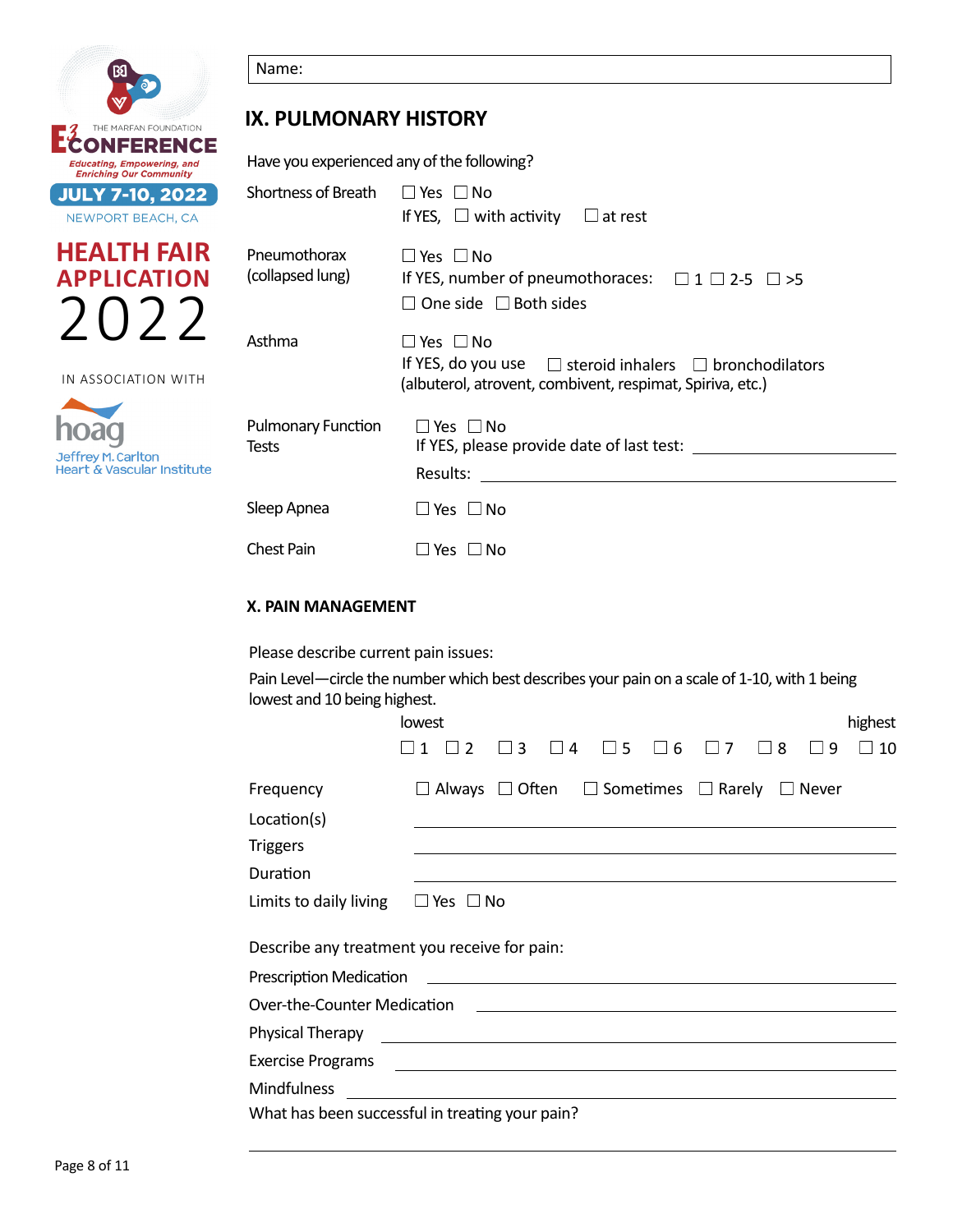THE MARFAN FOUNDATION E3 CONFERENCE

*Educating, Empowering, and Enriching Our Community*

JULY 7-10, 2022

NEWPORT BEACH, CA

**HEALTH FAIR APPLICATION 2022**

IN ASSOCIATION WITH

hoag Jeffrey M. Carlton Heart & Vascular Institute

Name:

## IX. PULMONARY HISTORY

Have you experienced any of the following?

Shortness of Breath ☐ Yes ☐ No
If YES, ☐ with activity ☐ at rest

Pneumothorax (collapsed lung) ☐ Yes ☐ No
If YES, number of pneumothoraces: ☐ 1 ☐ 2-5 ☐ >5
☐ One side ☐ Both sides

Asthma ☐ Yes ☐ No
If YES, do you use ☐ steroid inhalers ☐ bronchodilators (albuterol, atrovent, combivent, respimat, Spiriva, etc.)

Pulmonary Function Tests ☐ Yes ☐ No
If YES, please provide date of last test: ______________________
Results: ______________________

Sleep Apnea ☐ Yes ☐ No

Chest Pain ☐ Yes ☐ No

### X. PAIN MANAGEMENT

Please describe current pain issues:

Pain Level—circle the number which best describes your pain on a scale of 1-10, with 1 being lowest and 10 being highest.

lowest ☐ 1 ☐ 2 ☐ 3 ☐ 4 ☐ 5 ☐ 6 ☐ 7 ☐ 8 ☐ 9 ☐ 10 highest

Frequency ☐ Always ☐ Often ☐ Sometimes ☐ Rarely ☐ Never

Location(s) ______________________

Triggers ______________________

Duration ______________________

Limits to daily living ☐ Yes ☐ No

Describe any treatment you receive for pain:

Prescription Medication ______________________

Over-the-Counter Medication ______________________

Physical Therapy ______________________

Exercise Programs ______________________

Mindfulness ______________________

What has been successful in treating your pain?

______________________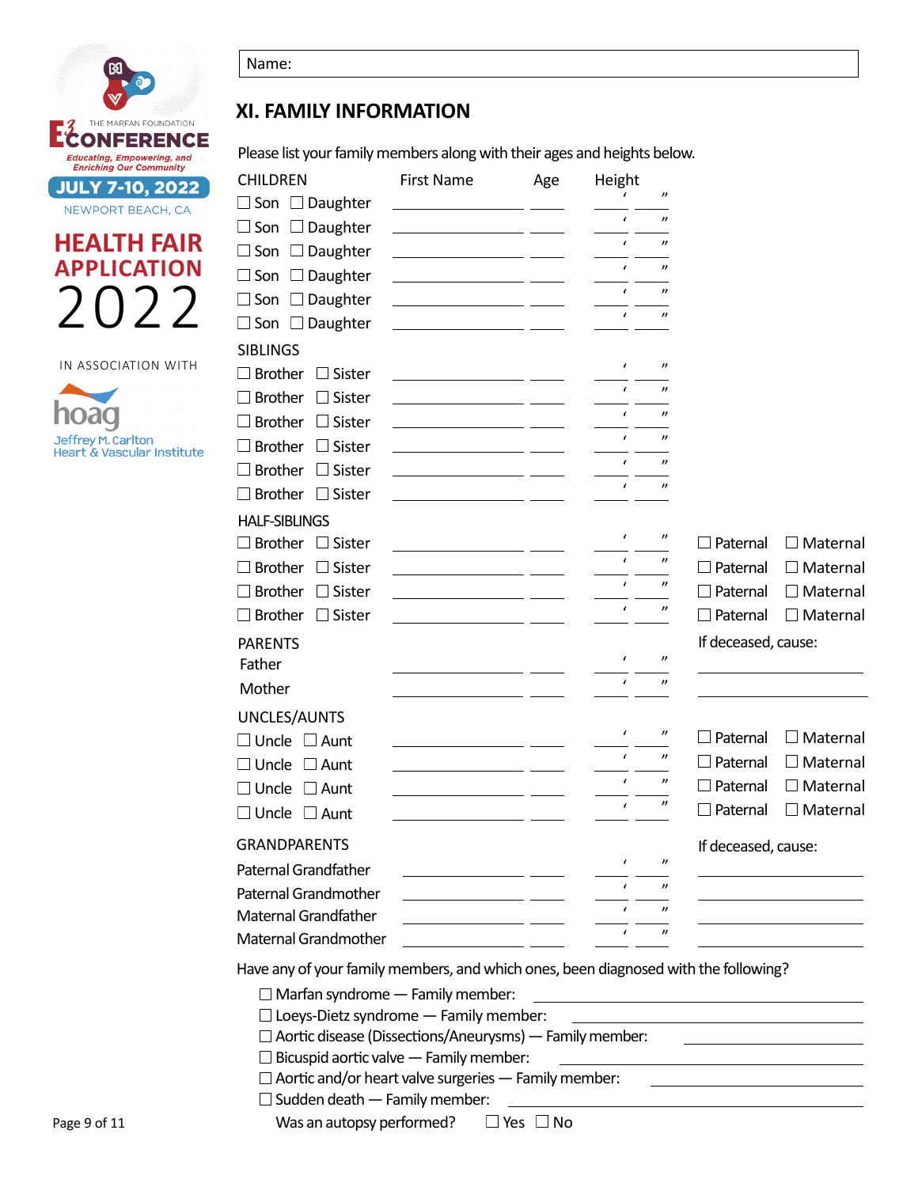THE MARFAN FOUNDATION

E3 CONFERENCE

Educating, Empowering, and Enriching Our Community

JULY 7-10, 2022

NEWPORT BEACH, CA

**HEALTH FAIR APPLICATION**

**2022**

IN ASSOCIATION WITH

hoag

Jeffrey M. Carlton Heart & Vascular Institute

Name:

## XI. FAMILY INFORMATION

Please list your family members along with their ages and heights below.

| CHILDREN | First Name | Age | Height | |
|---|---|---|---|---|
| ☐ Son ☐ Daughter | | | ′ ″ | |
| ☐ Son ☐ Daughter | | | ′ ″ | |
| ☐ Son ☐ Daughter | | | ′ ″ | |
| ☐ Son ☐ Daughter | | | ′ ″ | |
| ☐ Son ☐ Daughter | | | ′ ″ | |
| ☐ Son ☐ Daughter | | | ′ ″ | |
| **SIBLINGS** | | | | |
| ☐ Brother ☐ Sister | | | ′ ″ | |
| ☐ Brother ☐ Sister | | | ′ ″ | |
| ☐ Brother ☐ Sister | | | ′ ″ | |
| ☐ Brother ☐ Sister | | | ′ ″ | |
| ☐ Brother ☐ Sister | | | ′ ″ | |
| ☐ Brother ☐ Sister | | | ′ ″ | |
| **HALF-SIBLINGS** | | | | |
| ☐ Brother ☐ Sister | | | ′ ″ | ☐ Paternal ☐ Maternal |
| ☐ Brother ☐ Sister | | | ′ ″ | ☐ Paternal ☐ Maternal |
| ☐ Brother ☐ Sister | | | ′ ″ | ☐ Paternal ☐ Maternal |
| ☐ Brother ☐ Sister | | | ′ ″ | ☐ Paternal ☐ Maternal |
| **PARENTS** | | | | If deceased, cause: |
| Father | | | ′ ″ | |
| Mother | | | ′ ″ | |
| **UNCLES/AUNTS** | | | | |
| ☐ Uncle ☐ Aunt | | | ′ ″ | ☐ Paternal ☐ Maternal |
| ☐ Uncle ☐ Aunt | | | ′ ″ | ☐ Paternal ☐ Maternal |
| ☐ Uncle ☐ Aunt | | | ′ ″ | ☐ Paternal ☐ Maternal |
| ☐ Uncle ☐ Aunt | | | ′ ″ | ☐ Paternal ☐ Maternal |
| **GRANDPARENTS** | | | | If deceased, cause: |
| Paternal Grandfather | | | ′ ″ | |
| Paternal Grandmother | | | ′ ″ | |
| Maternal Grandfather | | | ′ ″ | |
| Maternal Grandmother | | | ′ ″ | |

Have any of your family members, and which ones, been diagnosed with the following?

- ☐ Marfan syndrome — Family member: ______
- ☐ Loeys-Dietz syndrome — Family member: ______
- ☐ Aortic disease (Dissections/Aneurysms) — Family member: ______
- ☐ Bicuspid aortic valve — Family member: ______
- ☐ Aortic and/or heart valve surgeries — Family member: ______
- ☐ Sudden death — Family member: ______

  Was an autopsy performed? ☐ Yes ☐ No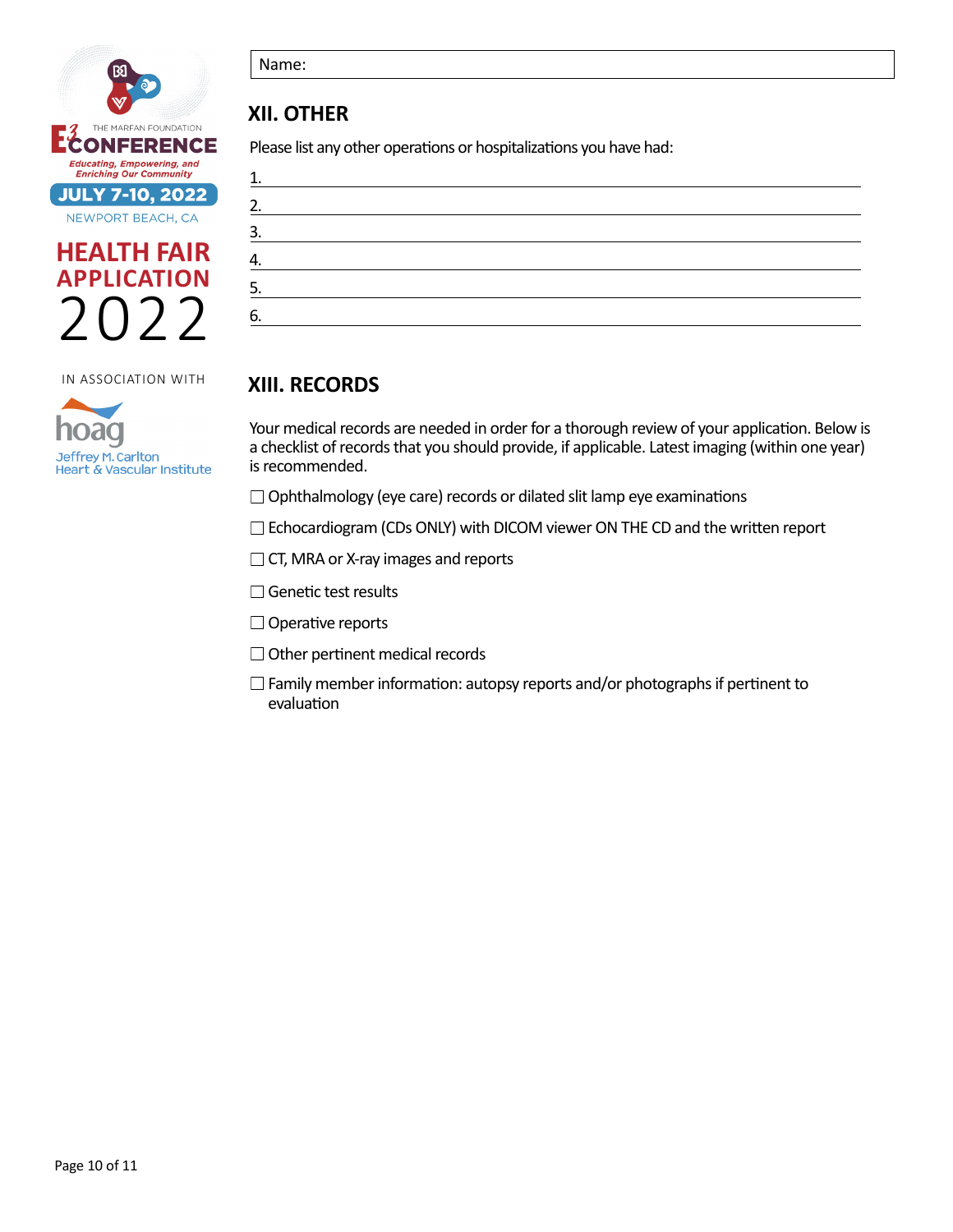THE MARFAN FOUNDATION E3 CONFERENCE
Educating, Empowering, and Enriching Our Community
JULY 7-10, 2022
NEWPORT BEACH, CA

HEALTH FAIR APPLICATION 2022

IN ASSOCIATION WITH
hoag Jeffrey M. Carlton Heart & Vascular Institute

Name:

## XII. OTHER

Please list any other operations or hospitalizations you have had:

1. \_\_\_\_\_\_\_\_\_\_\_\_\_\_\_\_\_\_\_\_\_\_\_\_
2. \_\_\_\_\_\_\_\_\_\_\_\_\_\_\_\_\_\_\_\_\_\_\_\_
3. \_\_\_\_\_\_\_\_\_\_\_\_\_\_\_\_\_\_\_\_\_\_\_\_
4. \_\_\_\_\_\_\_\_\_\_\_\_\_\_\_\_\_\_\_\_\_\_\_\_
5. \_\_\_\_\_\_\_\_\_\_\_\_\_\_\_\_\_\_\_\_\_\_\_\_
6. \_\_\_\_\_\_\_\_\_\_\_\_\_\_\_\_\_\_\_\_\_\_\_\_

## XIII. RECORDS

Your medical records are needed in order for a thorough review of your application. Below is a checklist of records that you should provide, if applicable. Latest imaging (within one year) is recommended.

- ☐ Ophthalmology (eye care) records or dilated slit lamp eye examinations
- ☐ Echocardiogram (CDs ONLY) with DICOM viewer ON THE CD and the written report
- ☐ CT, MRA or X-ray images and reports
- ☐ Genetic test results
- ☐ Operative reports
- ☐ Other pertinent medical records
- ☐ Family member information: autopsy reports and/or photographs if pertinent to evaluation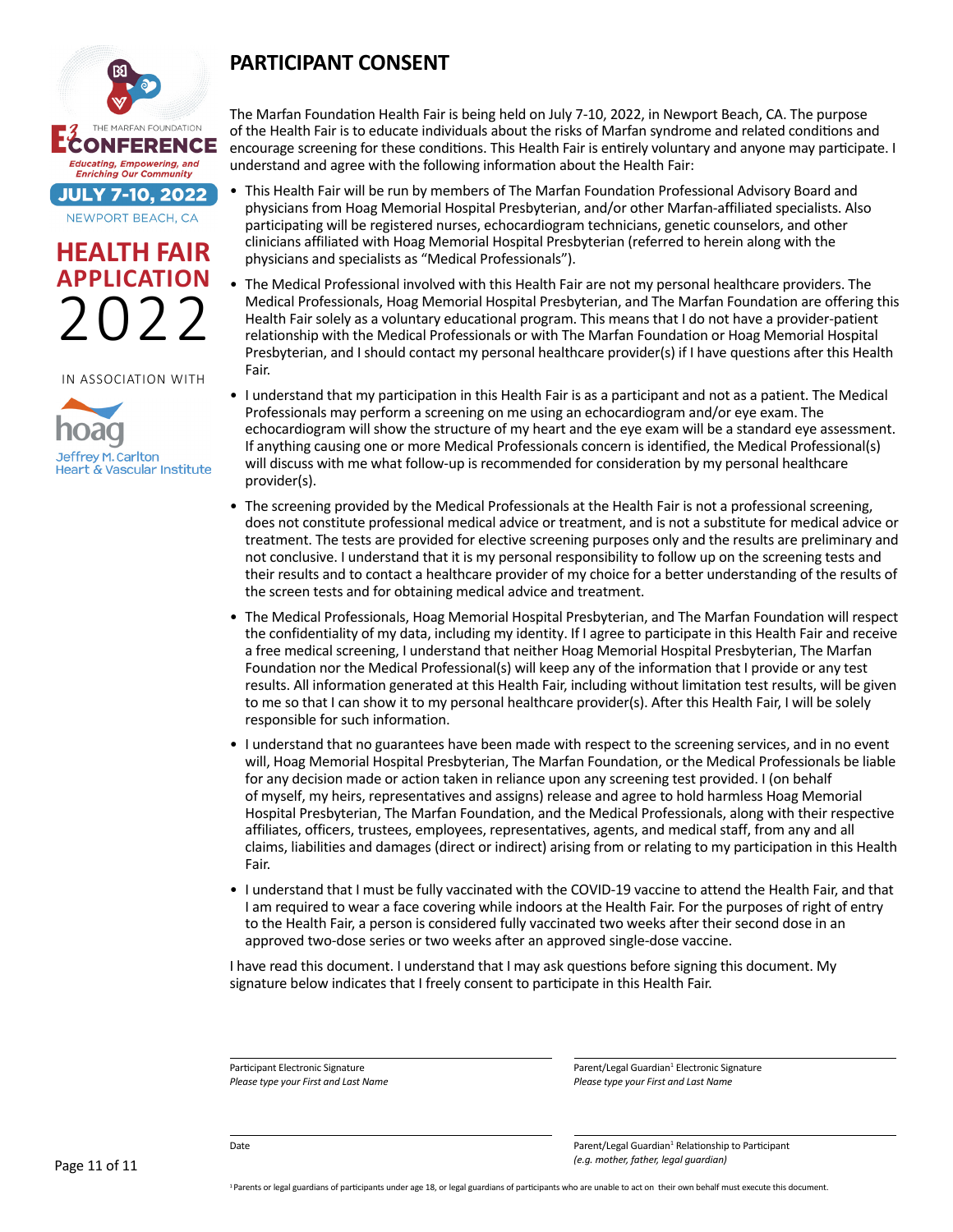THE MARFAN FOUNDATION

E3 CONFERENCE

*Educating, Empowering, and Enriching Our Community*

JULY 7-10, 2022

NEWPORT BEACH, CA

# HEALTH FAIR APPLICATION 2022

IN ASSOCIATION WITH

hoag
Jeffrey M. Carlton
Heart & Vascular Institute

## PARTICIPANT CONSENT

The Marfan Foundation Health Fair is being held on July 7-10, 2022, in Newport Beach, CA. The purpose of the Health Fair is to educate individuals about the risks of Marfan syndrome and related conditions and encourage screening for these conditions. This Health Fair is entirely voluntary and anyone may participate. I understand and agree with the following information about the Health Fair:

- This Health Fair will be run by members of The Marfan Foundation Professional Advisory Board and physicians from Hoag Memorial Hospital Presbyterian, and/or other Marfan-affiliated specialists. Also participating will be registered nurses, echocardiogram technicians, genetic counselors, and other clinicians affiliated with Hoag Memorial Hospital Presbyterian (referred to herein along with the physicians and specialists as "Medical Professionals").
- The Medical Professional involved with this Health Fair are not my personal healthcare providers. The Medical Professionals, Hoag Memorial Hospital Presbyterian, and The Marfan Foundation are offering this Health Fair solely as a voluntary educational program. This means that I do not have a provider-patient relationship with the Medical Professionals or with The Marfan Foundation or Hoag Memorial Hospital Presbyterian, and I should contact my personal healthcare provider(s) if I have questions after this Health Fair.
- I understand that my participation in this Health Fair is as a participant and not as a patient. The Medical Professionals may perform a screening on me using an echocardiogram and/or eye exam. The echocardiogram will show the structure of my heart and the eye exam will be a standard eye assessment. If anything causing one or more Medical Professionals concern is identified, the Medical Professional(s) will discuss with me what follow-up is recommended for consideration by my personal healthcare provider(s).
- The screening provided by the Medical Professionals at the Health Fair is not a professional screening, does not constitute professional medical advice or treatment, and is not a substitute for medical advice or treatment. The tests are provided for elective screening purposes only and the results are preliminary and not conclusive. I understand that it is my personal responsibility to follow up on the screening tests and their results and to contact a healthcare provider of my choice for a better understanding of the results of the screen tests and for obtaining medical advice and treatment.
- The Medical Professionals, Hoag Memorial Hospital Presbyterian, and The Marfan Foundation will respect the confidentiality of my data, including my identity. If I agree to participate in this Health Fair and receive a free medical screening, I understand that neither Hoag Memorial Hospital Presbyterian, The Marfan Foundation nor the Medical Professional(s) will keep any of the information that I provide or any test results. All information generated at this Health Fair, including without limitation test results, will be given to me so that I can show it to my personal healthcare provider(s). After this Health Fair, I will be solely responsible for such information.
- I understand that no guarantees have been made with respect to the screening services, and in no event will, Hoag Memorial Hospital Presbyterian, The Marfan Foundation, or the Medical Professionals be liable for any decision made or action taken in reliance upon any screening test provided. I (on behalf of myself, my heirs, representatives and assigns) release and agree to hold harmless Hoag Memorial Hospital Presbyterian, The Marfan Foundation, and the Medical Professionals, along with their respective affiliates, officers, trustees, employees, representatives, agents, and medical staff, from any and all claims, liabilities and damages (direct or indirect) arising from or relating to my participation in this Health Fair.
- I understand that I must be fully vaccinated with the COVID-19 vaccine to attend the Health Fair, and that I am required to wear a face covering while indoors at the Health Fair. For the purposes of right of entry to the Health Fair, a person is considered fully vaccinated two weeks after their second dose in an approved two-dose series or two weeks after an approved single-dose vaccine.

I have read this document. I understand that I may ask questions before signing this document. My signature below indicates that I freely consent to participate in this Health Fair.

Participant Electronic Signature
*Please type your First and Last Name*

Parent/Legal Guardian[1] Electronic Signature
*Please type your First and Last Name*

Date

Parent/Legal Guardian[1] Relationship to Participant
*(e.g. mother, father, legal guardian)*

[1] Parents or legal guardians of participants under age 18, or legal guardians of participants who are unable to act on their own behalf must execute this document.